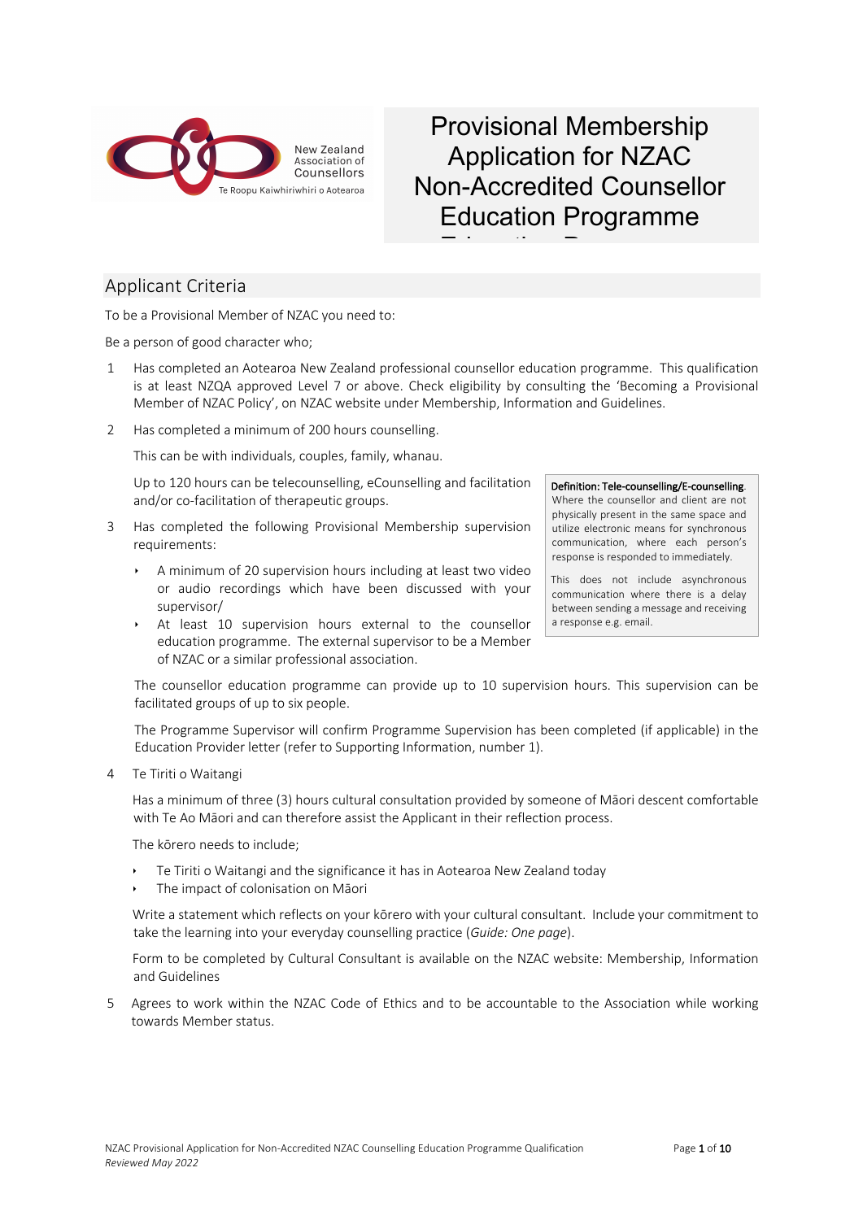New Zealand Association of Counsellors

Te Roopu Kaiwhiriwhiri o Aotearoa

# Provisional Membership Application for NZAC Non-Accredited Counsellor Education Programme

## Applicant Criteria

To be a Provisional Member of NZAC you need to:

Be a person of good character who;

1. Has completed an Aotearoa New Zealand professional counsellor education programme. This qualification is at least NZQA approved Level 7 or above. Check eligibility by consulting the 'Becoming a Provisional Member of NZAC Policy', on NZAC website under Membership, Information and Guidelines.

2. Has completed a minimum of 200 hours counselling.

   This can be with individuals, couples, family, whanau.

   Up to 120 hours can be telecounselling, eCounselling and facilitation and/or co-facilitation of therapeutic groups.

> **Definition: Tele-counselling/E-counselling**. Where the counsellor and client are not physically present in the same space and utilize electronic means for synchronous communication, where each person's response is responded to immediately.
>
> This does not include asynchronous communication where there is a delay between sending a message and receiving a response e.g. email.

3. Has completed the following Provisional Membership supervision requirements:

   - A minimum of 20 supervision hours including at least two video or audio recordings which have been discussed with your supervisor/
   - At least 10 supervision hours external to the counsellor education programme. The external supervisor to be a Member of NZAC or a similar professional association.

   The counsellor education programme can provide up to 10 supervision hours. This supervision can be facilitated groups of up to six people.

   The Programme Supervisor will confirm Programme Supervision has been completed (if applicable) in the Education Provider letter (refer to Supporting Information, number 1).

4. Te Tiriti o Waitangi

   Has a minimum of three (3) hours cultural consultation provided by someone of Māori descent comfortable with Te Ao Māori and can therefore assist the Applicant in their reflection process.

   The kōrero needs to include;

   - Te Tiriti o Waitangi and the significance it has in Aotearoa New Zealand today
   - The impact of colonisation on Māori

   Write a statement which reflects on your kōrero with your cultural consultant. Include your commitment to take the learning into your everyday counselling practice (*Guide: One page*).

   Form to be completed by Cultural Consultant is available on the NZAC website: Membership, Information and Guidelines

5. Agrees to work within the NZAC Code of Ethics and to be accountable to the Association while working towards Member status.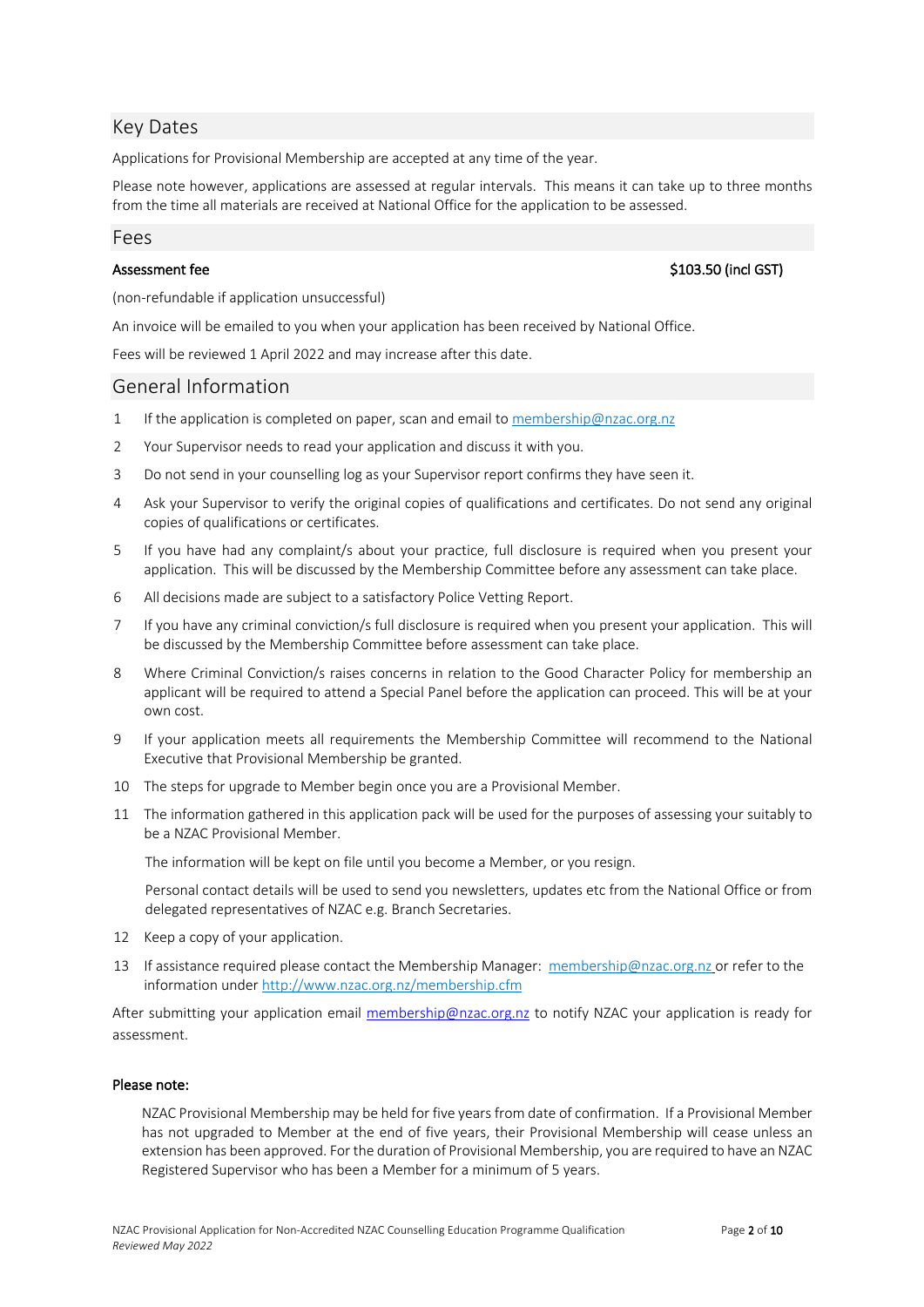## Key Dates

Applications for Provisional Membership are accepted at any time of the year.

Please note however, applications are assessed at regular intervals. This means it can take up to three months from the time all materials are received at National Office for the application to be assessed.

## Fees

**Assessment fee** **$103.50 (incl GST)**

(non-refundable if application unsuccessful)

An invoice will be emailed to you when your application has been received by National Office.

Fees will be reviewed 1 April 2022 and may increase after this date.

## General Information

1. If the application is completed on paper, scan and email to membership@nzac.org.nz
2. Your Supervisor needs to read your application and discuss it with you.
3. Do not send in your counselling log as your Supervisor report confirms they have seen it.
4. Ask your Supervisor to verify the original copies of qualifications and certificates. Do not send any original copies of qualifications or certificates.
5. If you have had any complaint/s about your practice, full disclosure is required when you present your application. This will be discussed by the Membership Committee before any assessment can take place.
6. All decisions made are subject to a satisfactory Police Vetting Report.
7. If you have any criminal conviction/s full disclosure is required when you present your application. This will be discussed by the Membership Committee before assessment can take place.
8. Where Criminal Conviction/s raises concerns in relation to the Good Character Policy for membership an applicant will be required to attend a Special Panel before the application can proceed. This will be at your own cost.
9. If your application meets all requirements the Membership Committee will recommend to the National Executive that Provisional Membership be granted.
10. The steps for upgrade to Member begin once you are a Provisional Member.
11. The information gathered in this application pack will be used for the purposes of assessing your suitably to be a NZAC Provisional Member.

    The information will be kept on file until you become a Member, or you resign.

    Personal contact details will be used to send you newsletters, updates etc from the National Office or from delegated representatives of NZAC e.g. Branch Secretaries.
12. Keep a copy of your application.
13. If assistance required please contact the Membership Manager: membership@nzac.org.nz or refer to the information under http://www.nzac.org.nz/membership.cfm

After submitting your application email membership@nzac.org.nz to notify NZAC your application is ready for assessment.

**Please note:**

NZAC Provisional Membership may be held for five years from date of confirmation. If a Provisional Member has not upgraded to Member at the end of five years, their Provisional Membership will cease unless an extension has been approved. For the duration of Provisional Membership, you are required to have an NZAC Registered Supervisor who has been a Member for a minimum of 5 years.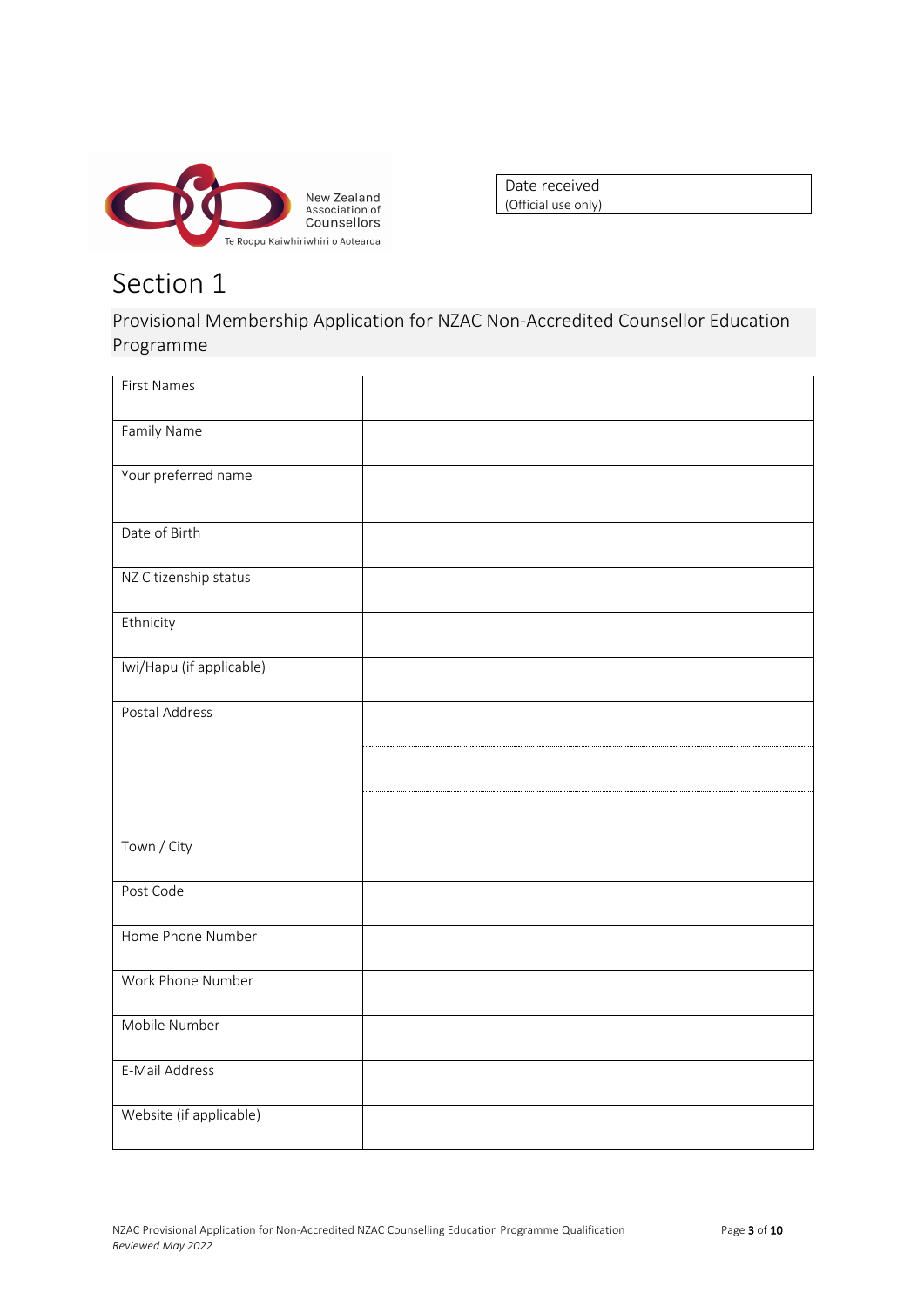New Zealand Association of Counsellors
Te Roopu Kaiwhiriwhiri o Aotearoa

| | |
|---|---|
| Date received (Official use only) | |

# Section 1

## Provisional Membership Application for NZAC Non-Accredited Counsellor Education Programme

| | |
|---|---|
| First Names | |
| Family Name | |
| Your preferred name | |
| Date of Birth | |
| NZ Citizenship status | |
| Ethnicity | |
| Iwi/Hapu (if applicable) | |
| Postal Address | |
| | |
| | |
| Town / City | |
| Post Code | |
| Home Phone Number | |
| Work Phone Number | |
| Mobile Number | |
| E-Mail Address | |
| Website (if applicable) | |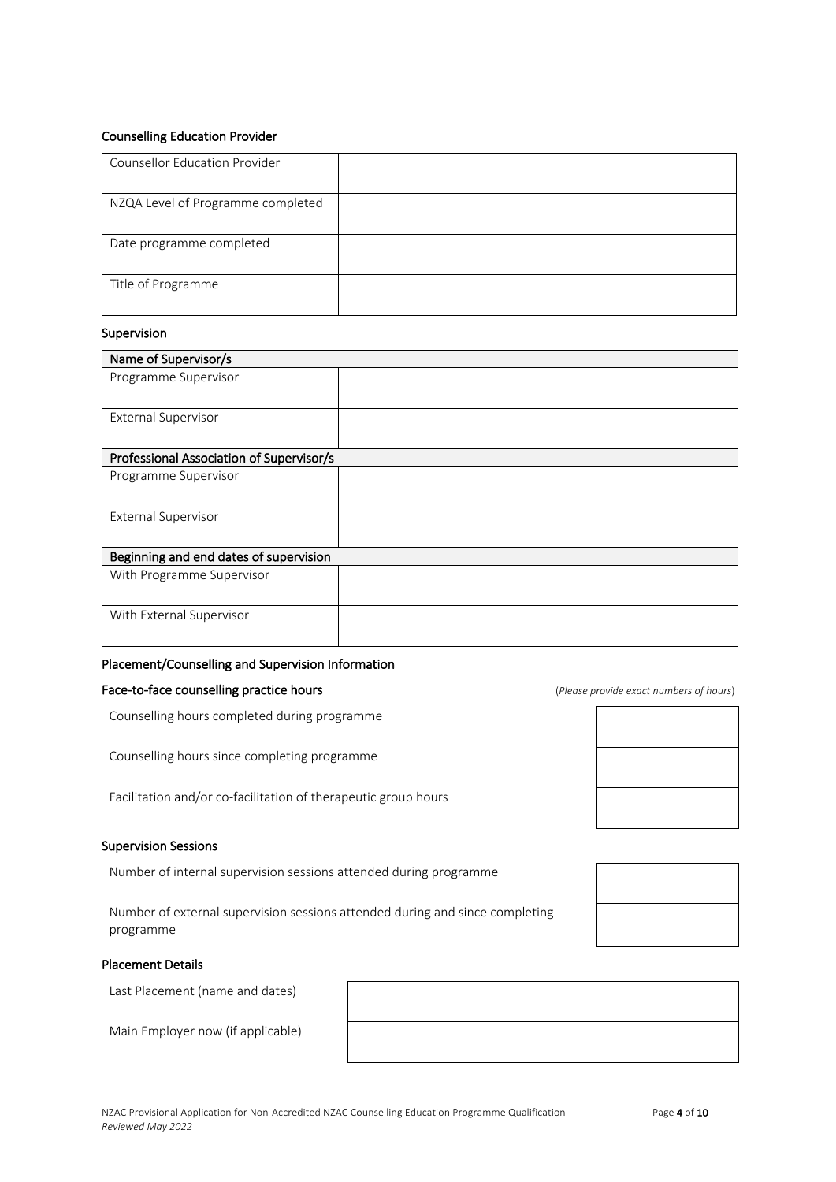### Counselling Education Provider

| | |
|---|---|
| Counsellor Education Provider | |
| NZQA Level of Programme completed | |
| Date programme completed | |
| Title of Programme | |

### Supervision

| | |
|---|---|
| **Name of Supervisor/s** | |
| Programme Supervisor | |
| External Supervisor | |
| **Professional Association of Supervisor/s** | |
| Programme Supervisor | |
| External Supervisor | |
| **Beginning and end dates of supervision** | |
| With Programme Supervisor | |
| With External Supervisor | |

### Placement/Counselling and Supervision Information

#### Face-to-face counselling practice hours

(*Please provide exact numbers of hours*)

| | |
|---|---|
| Counselling hours completed during programme | |
| Counselling hours since completing programme | |
| Facilitation and/or co-facilitation of therapeutic group hours | |

#### Supervision Sessions

| | |
|---|---|
| Number of internal supervision sessions attended during programme | |
| Number of external supervision sessions attended during and since completing programme | |

#### Placement Details

| | |
|---|---|
| Last Placement (name and dates) | |
| Main Employer now (if applicable) | |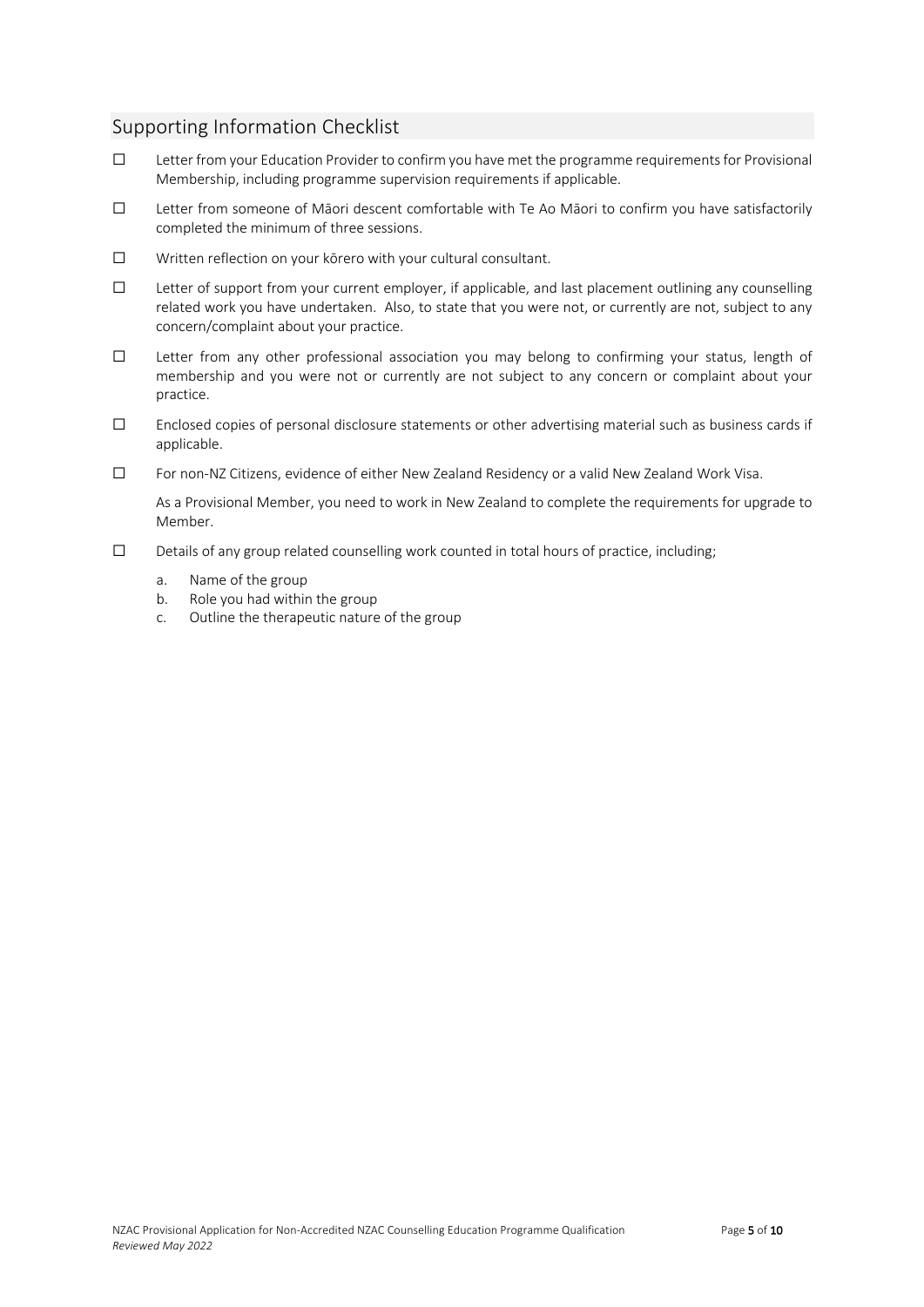## Supporting Information Checklist

☐ Letter from your Education Provider to confirm you have met the programme requirements for Provisional Membership, including programme supervision requirements if applicable.

☐ Letter from someone of Māori descent comfortable with Te Ao Māori to confirm you have satisfactorily completed the minimum of three sessions.

☐ Written reflection on your kōrero with your cultural consultant.

☐ Letter of support from your current employer, if applicable, and last placement outlining any counselling related work you have undertaken. Also, to state that you were not, or currently are not, subject to any concern/complaint about your practice.

☐ Letter from any other professional association you may belong to confirming your status, length of membership and you were not or currently are not subject to any concern or complaint about your practice.

☐ Enclosed copies of personal disclosure statements or other advertising material such as business cards if applicable.

☐ For non-NZ Citizens, evidence of either New Zealand Residency or a valid New Zealand Work Visa.

As a Provisional Member, you need to work in New Zealand to complete the requirements for upgrade to Member.

☐ Details of any group related counselling work counted in total hours of practice, including;

a. Name of the group
b. Role you had within the group
c. Outline the therapeutic nature of the group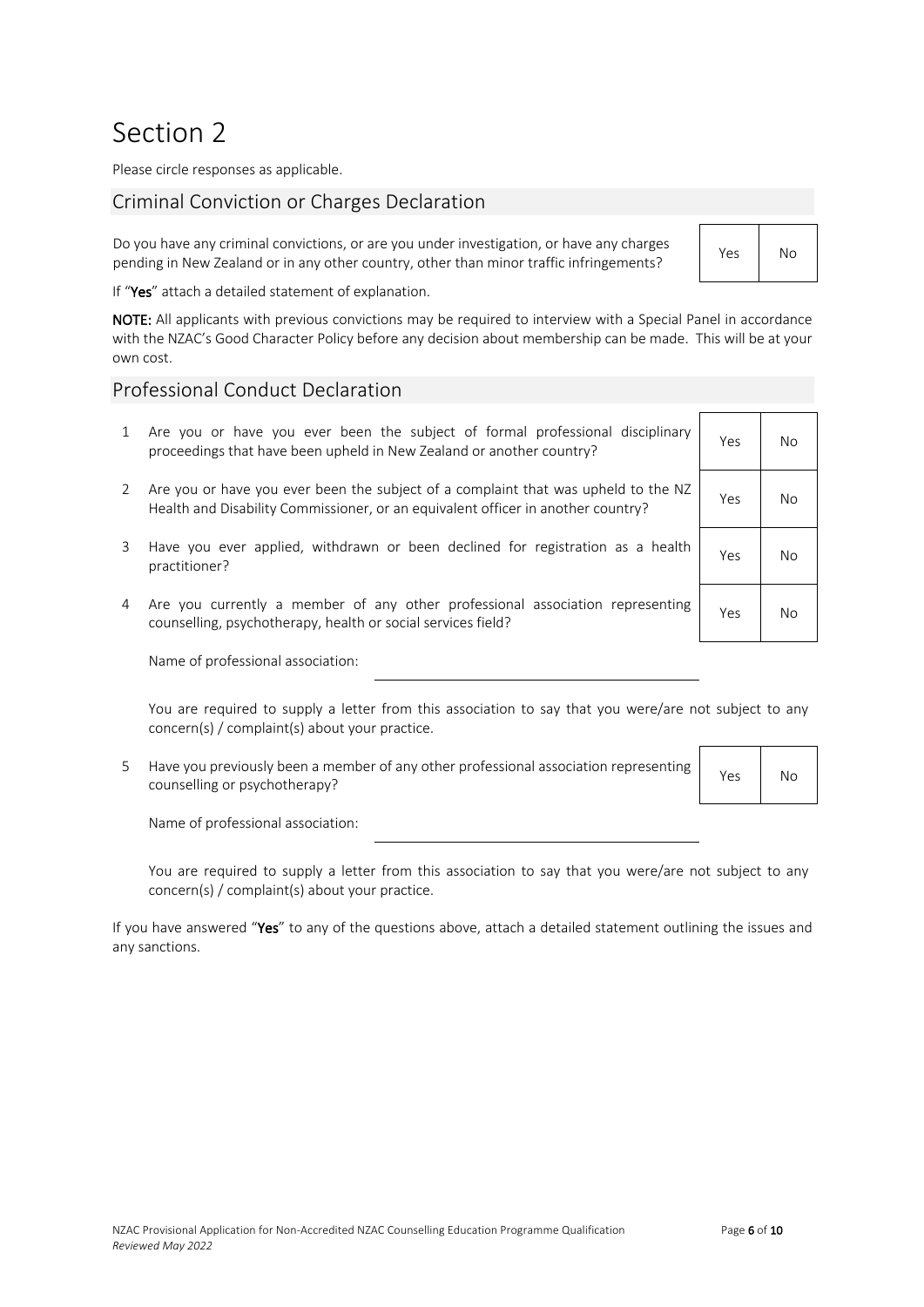# Section 2

Please circle responses as applicable.

## Criminal Conviction or Charges Declaration

| | | |
|---|---|---|
| Do you have any criminal convictions, or are you under investigation, or have any charges pending in New Zealand or in any other country, other than minor traffic infringements? | Yes | No |

If "**Yes**" attach a detailed statement of explanation.

**NOTE:** All applicants with previous convictions may be required to interview with a Special Panel in accordance with the NZAC's Good Character Policy before any decision about membership can be made. This will be at your own cost.

## Professional Conduct Declaration

| | | | |
|---|---|---|---|
| 1 | Are you or have you ever been the subject of formal professional disciplinary proceedings that have been upheld in New Zealand or another country? | Yes | No |
| 2 | Are you or have you ever been the subject of a complaint that was upheld to the NZ Health and Disability Commissioner, or an equivalent officer in another country? | Yes | No |
| 3 | Have you ever applied, withdrawn or been declined for registration as a health practitioner? | Yes | No |
| 4 | Are you currently a member of any other professional association representing counselling, psychotherapy, health or social services field? | Yes | No |

Name of professional association: ______________________________

You are required to supply a letter from this association to say that you were/are not subject to any concern(s) / complaint(s) about your practice.

| | | | |
|---|---|---|---|
| 5 | Have you previously been a member of any other professional association representing counselling or psychotherapy? | Yes | No |

Name of professional association: ______________________________

You are required to supply a letter from this association to say that you were/are not subject to any concern(s) / complaint(s) about your practice.

If you have answered "**Yes**" to any of the questions above, attach a detailed statement outlining the issues and any sanctions.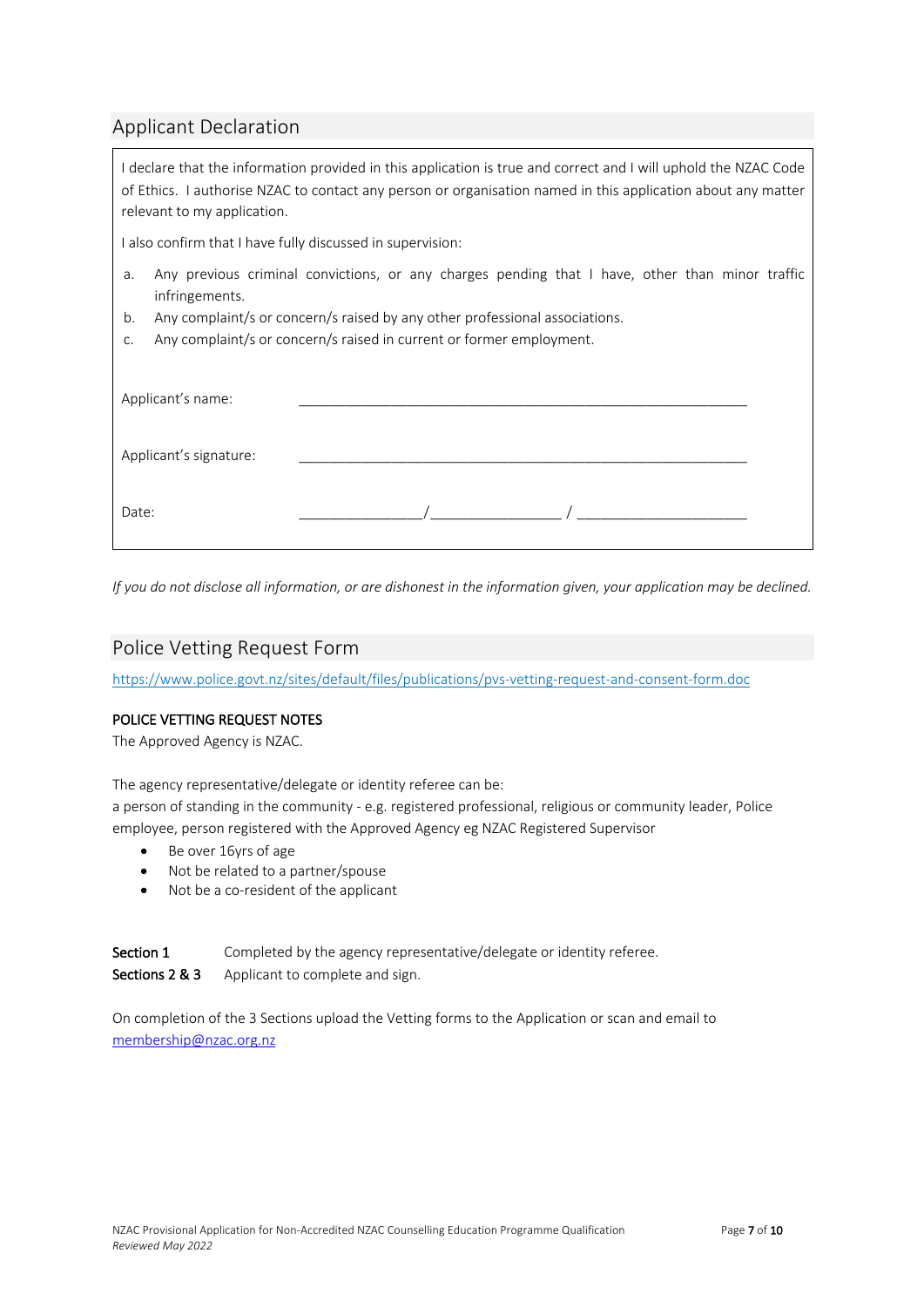## Applicant Declaration

I declare that the information provided in this application is true and correct and I will uphold the NZAC Code of Ethics. I authorise NZAC to contact any person or organisation named in this application about any matter relevant to my application.

I also confirm that I have fully discussed in supervision:

a. Any previous criminal convictions, or any charges pending that I have, other than minor traffic infringements.
b. Any complaint/s or concern/s raised by any other professional associations.
c. Any complaint/s or concern/s raised in current or former employment.

Applicant's name: ____________________________________________

Applicant's signature: ____________________________________________

Date: ______________/______________ / __________________

*If you do not disclose all information, or are dishonest in the information given, your application may be declined.*

## Police Vetting Request Form

https://www.police.govt.nz/sites/default/files/publications/pvs-vetting-request-and-consent-form.doc

**POLICE VETTING REQUEST NOTES**

The Approved Agency is NZAC.

The agency representative/delegate or identity referee can be:
a person of standing in the community - e.g. registered professional, religious or community leader, Police employee, person registered with the Approved Agency eg NZAC Registered Supervisor

- Be over 16yrs of age
- Not be related to a partner/spouse
- Not be a co-resident of the applicant

**Section 1** Completed by the agency representative/delegate or identity referee.
**Sections 2 & 3** Applicant to complete and sign.

On completion of the 3 Sections upload the Vetting forms to the Application or scan and email to membership@nzac.org.nz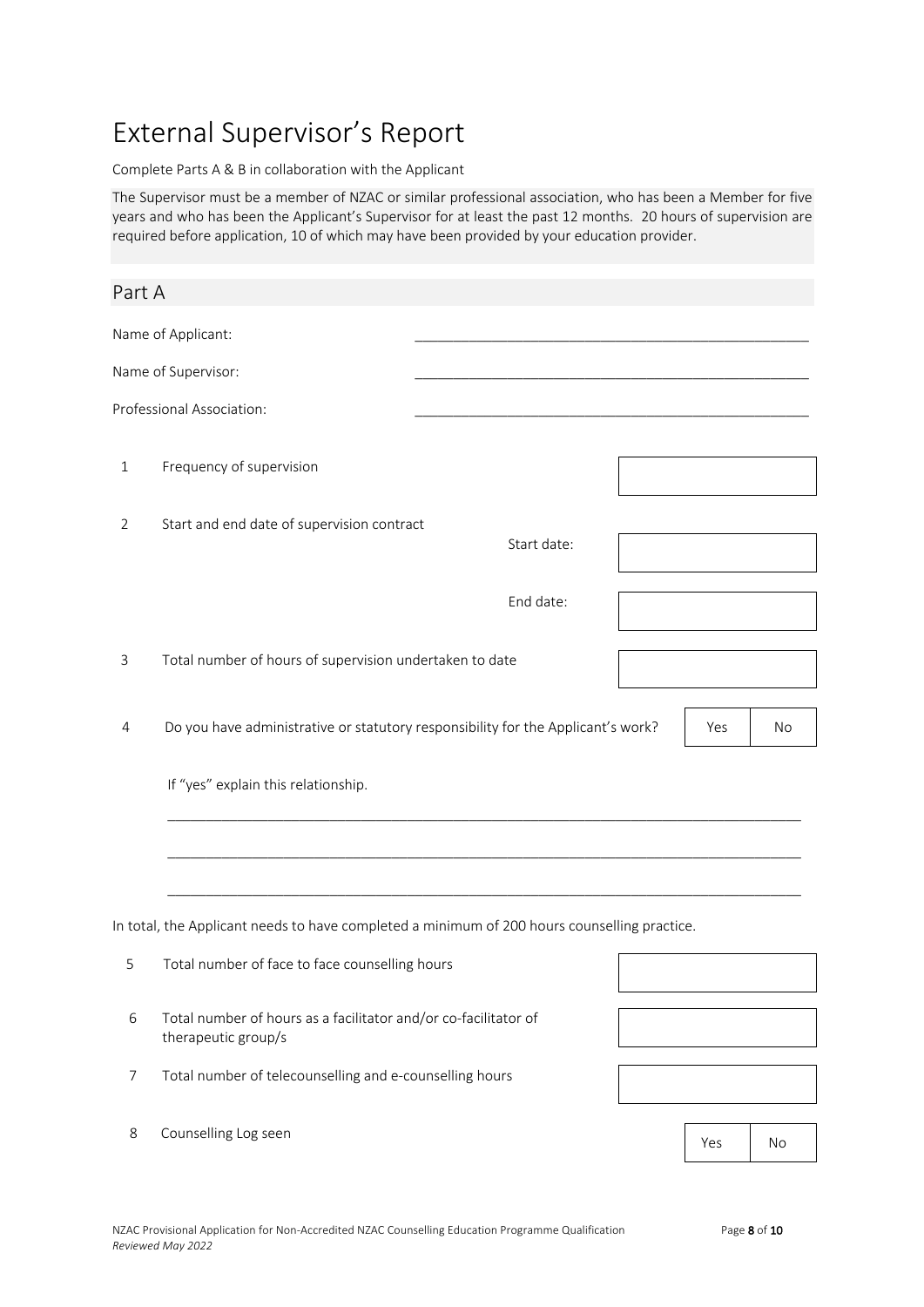# External Supervisor's Report

Complete Parts A & B in collaboration with the Applicant

The Supervisor must be a member of NZAC or similar professional association, who has been a Member for five years and who has been the Applicant's Supervisor for at least the past 12 months. 20 hours of supervision are required before application, 10 of which may have been provided by your education provider.

## Part A

Name of Applicant: ____________________________________________

Name of Supervisor: ____________________________________________

Professional Association: ____________________________________________

1. Frequency of supervision

2. Start and end date of supervision contract

   Start date:

   End date:

3. Total number of hours of supervision undertaken to date

4. Do you have administrative or statutory responsibility for the Applicant's work? Yes / No

   If "yes" explain this relationship.

   ________________________________________________________________________________

   ________________________________________________________________________________

   ________________________________________________________________________________

In total, the Applicant needs to have completed a minimum of 200 hours counselling practice.

5. Total number of face to face counselling hours

6. Total number of hours as a facilitator and/or co-facilitator of therapeutic group/s

7. Total number of telecounselling and e-counselling hours

8. Counselling Log seen Yes / No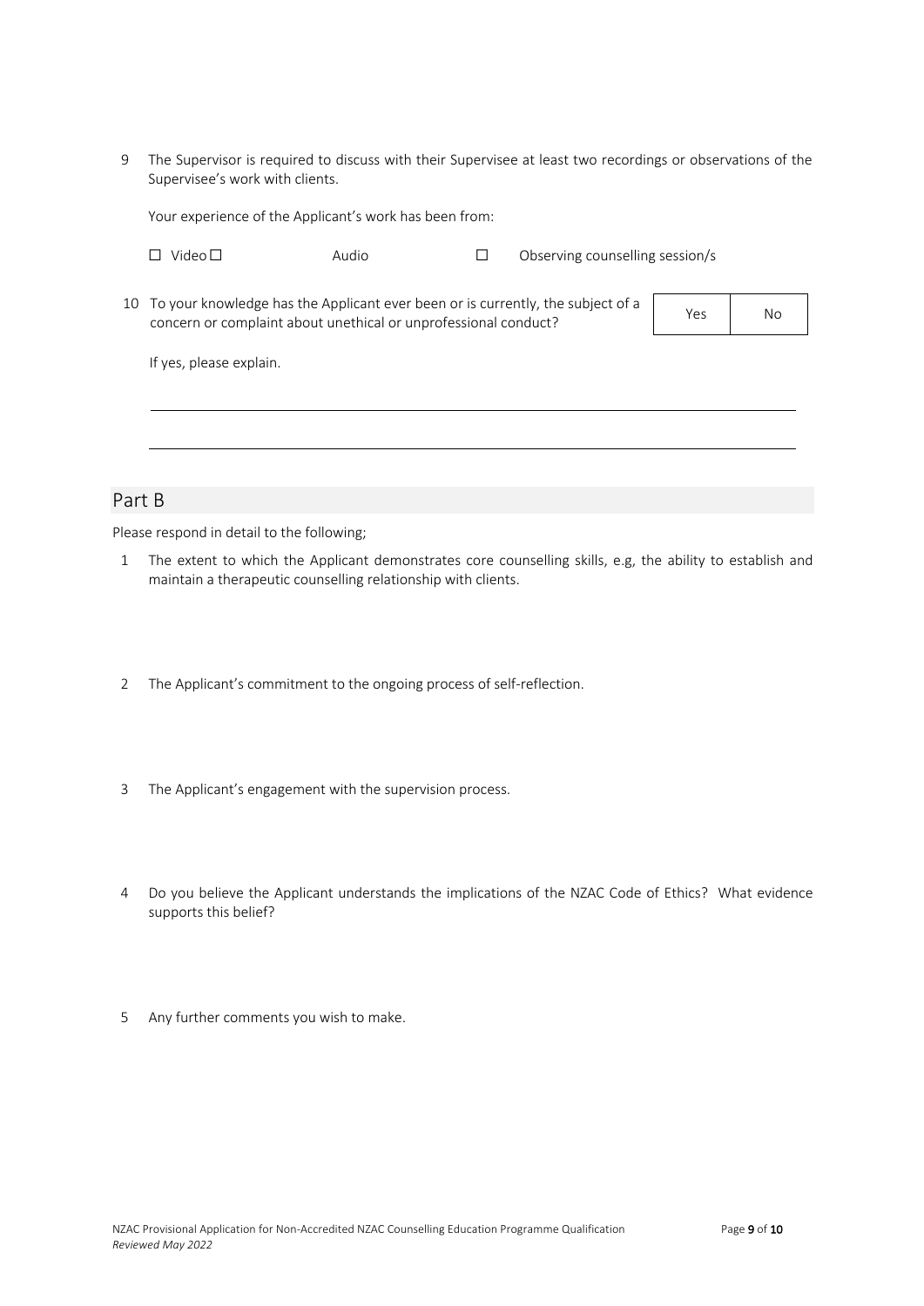9 The Supervisor is required to discuss with their Supervisee at least two recordings or observations of the Supervisee's work with clients.

Your experience of the Applicant's work has been from:

☐ Video ☐ Audio ☐ Observing counselling session/s

10 To your knowledge has the Applicant ever been or is currently, the subject of a concern or complaint about unethical or unprofessional conduct?

| Yes | No |
|---|---|

If yes, please explain.

______________________________________________________________________

______________________________________________________________________

## Part B

Please respond in detail to the following;

1 The extent to which the Applicant demonstrates core counselling skills, e.g, the ability to establish and maintain a therapeutic counselling relationship with clients.

2 The Applicant's commitment to the ongoing process of self-reflection.

3 The Applicant's engagement with the supervision process.

4 Do you believe the Applicant understands the implications of the NZAC Code of Ethics? What evidence supports this belief?

5 Any further comments you wish to make.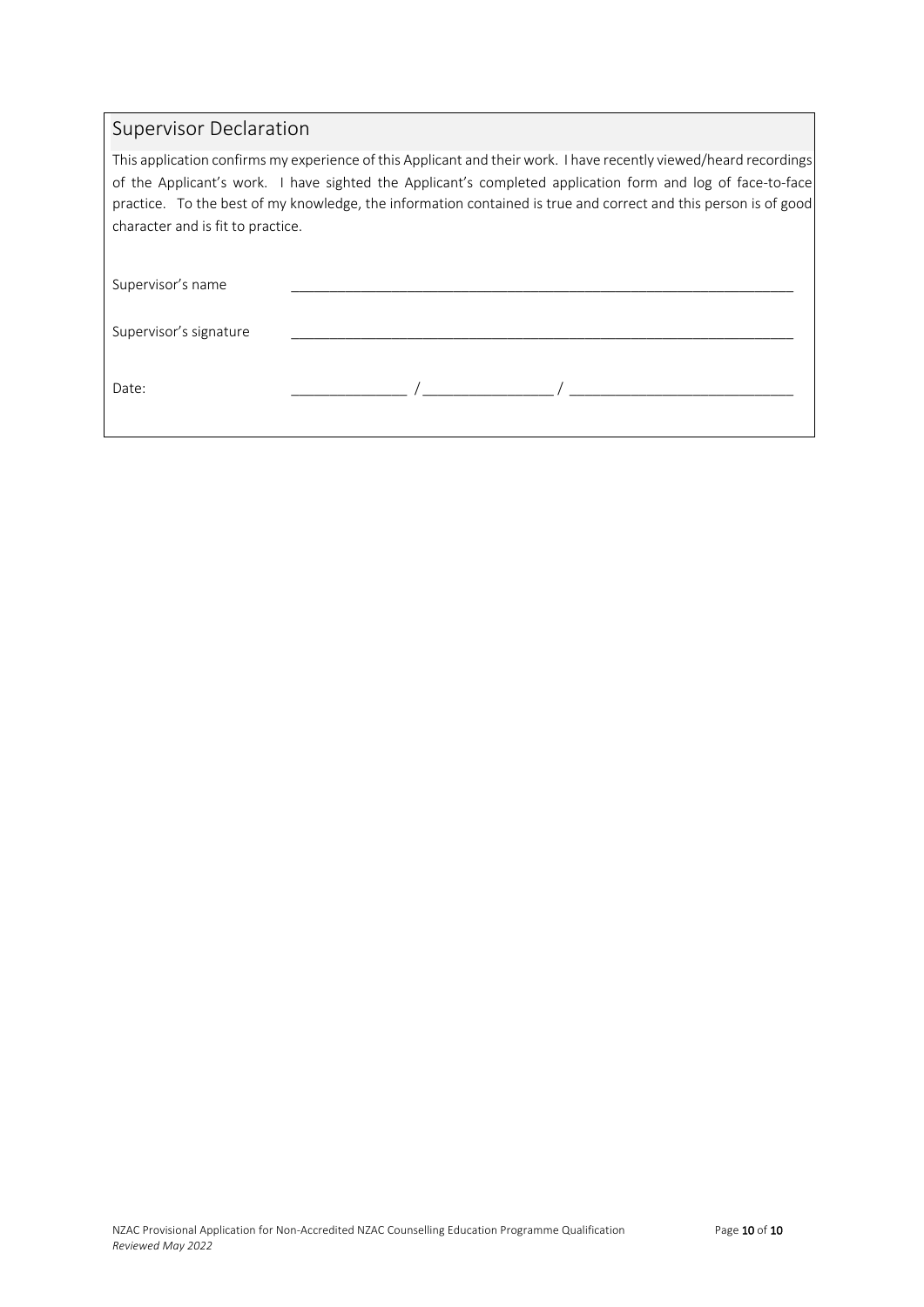## Supervisor Declaration

This application confirms my experience of this Applicant and their work. I have recently viewed/heard recordings of the Applicant's work. I have sighted the Applicant's completed application form and log of face-to-face practice. To the best of my knowledge, the information contained is true and correct and this person is of good character and is fit to practice.

Supervisor's name ____________________________________________

Supervisor's signature ____________________________________________

Date: ______________ / ________________ / ____________________________